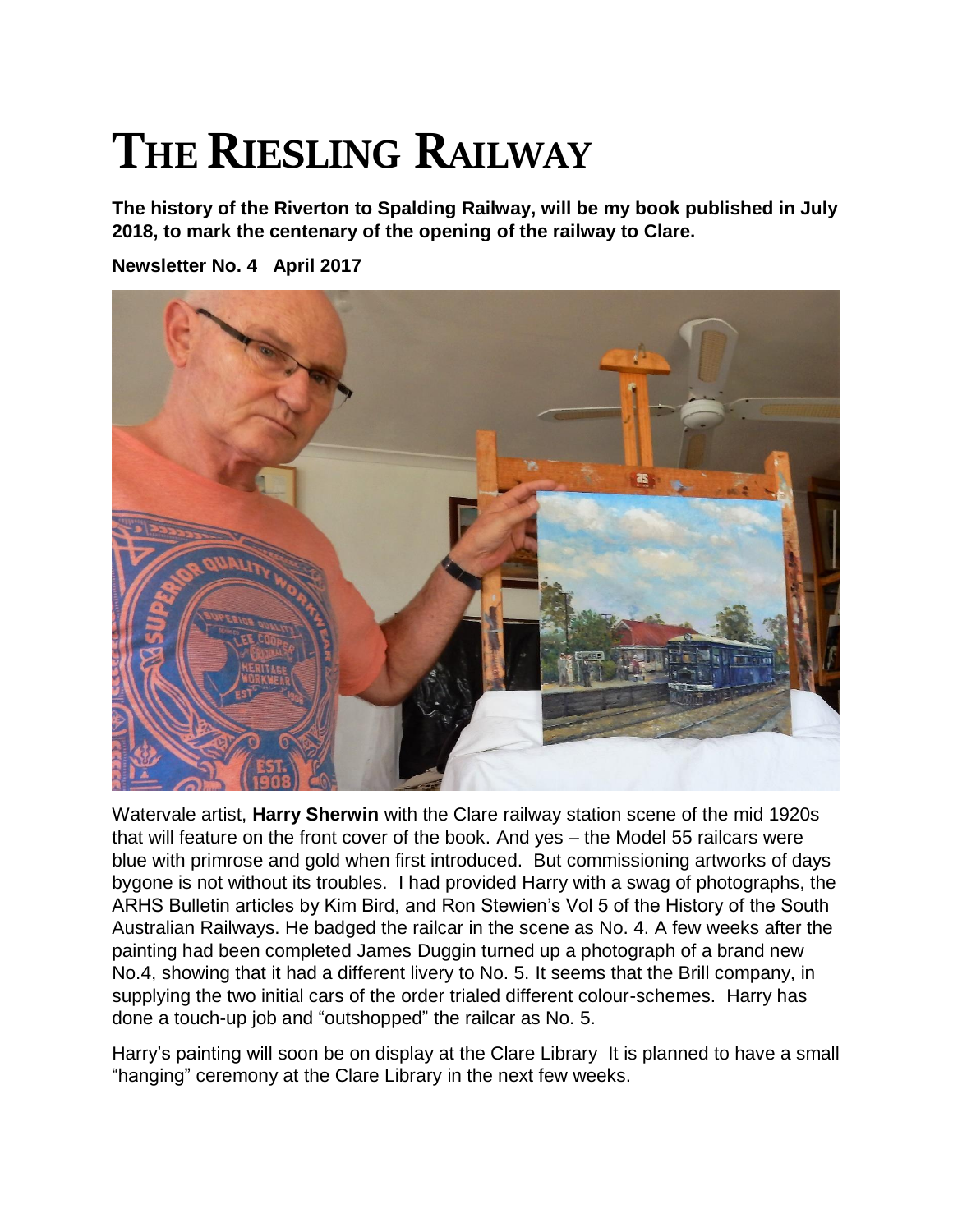# THE RIESLING RAILWAY

**The history of the Riverton to Spalding Railway, will be my book published in July 2018, to mark the centenary of the opening of the railway to Clare.**

**Newsletter No. 4 April 2017**

Watervale artist, **Harry Sherwin** with the Clare railway station scene of the mid 1920s that will feature on the front cover of the book. And yes – the Model 55 railcars were blue with primrose and gold when first introduced. But commissioning artworks of days bygone is not without its troubles. I had provided Harry with a swag of photographs, the ARHS Bulletin articles by Kim Bird, and Ron Stewien's Vol 5 of the History of the South Australian Railways. He badged the railcar in the scene as No. 4. A few weeks after the painting had been completed James Duggin turned up a photograph of a brand new No.4, showing that it had a different livery to No. 5. It seems that the Brill company, in supplying the two initial cars of the order trialed different colour-schemes. Harry has done a touch-up job and "outshopped" the railcar as No. 5.

Harry's painting will soon be on display at the Clare Library It is planned to have a small "hanging" ceremony at the Clare Library in the next few weeks.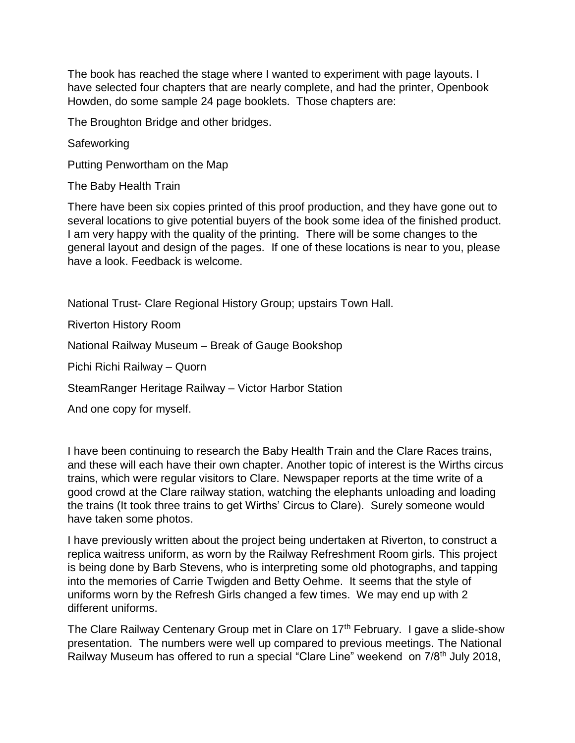The book has reached the stage where I wanted to experiment with page layouts. I have selected four chapters that are nearly complete, and had the printer, Openbook Howden, do some sample 24 page booklets. Those chapters are:

The Broughton Bridge and other bridges.

Safeworking

Putting Penwortham on the Map

The Baby Health Train

There have been six copies printed of this proof production, and they have gone out to several locations to give potential buyers of the book some idea of the finished product. I am very happy with the quality of the printing. There will be some changes to the general layout and design of the pages. If one of these locations is near to you, please have a look. Feedback is welcome.

National Trust- Clare Regional History Group; upstairs Town Hall.

Riverton History Room

National Railway Museum – Break of Gauge Bookshop

Pichi Richi Railway – Quorn

SteamRanger Heritage Railway – Victor Harbor Station

And one copy for myself.

I have been continuing to research the Baby Health Train and the Clare Races trains, and these will each have their own chapter. Another topic of interest is the Wirths circus trains, which were regular visitors to Clare. Newspaper reports at the time write of a good crowd at the Clare railway station, watching the elephants unloading and loading the trains (It took three trains to get Wirths' Circus to Clare). Surely someone would have taken some photos.

I have previously written about the project being undertaken at Riverton, to construct a replica waitress uniform, as worn by the Railway Refreshment Room girls. This project is being done by Barb Stevens, who is interpreting some old photographs, and tapping into the memories of Carrie Twigden and Betty Oehme. It seems that the style of uniforms worn by the Refresh Girls changed a few times. We may end up with 2 different uniforms.

The Clare Railway Centenary Group met in Clare on 17th February. I gave a slide-show presentation. The numbers were well up compared to previous meetings. The National Railway Museum has offered to run a special "Clare Line" weekend on 7/8th July 2018,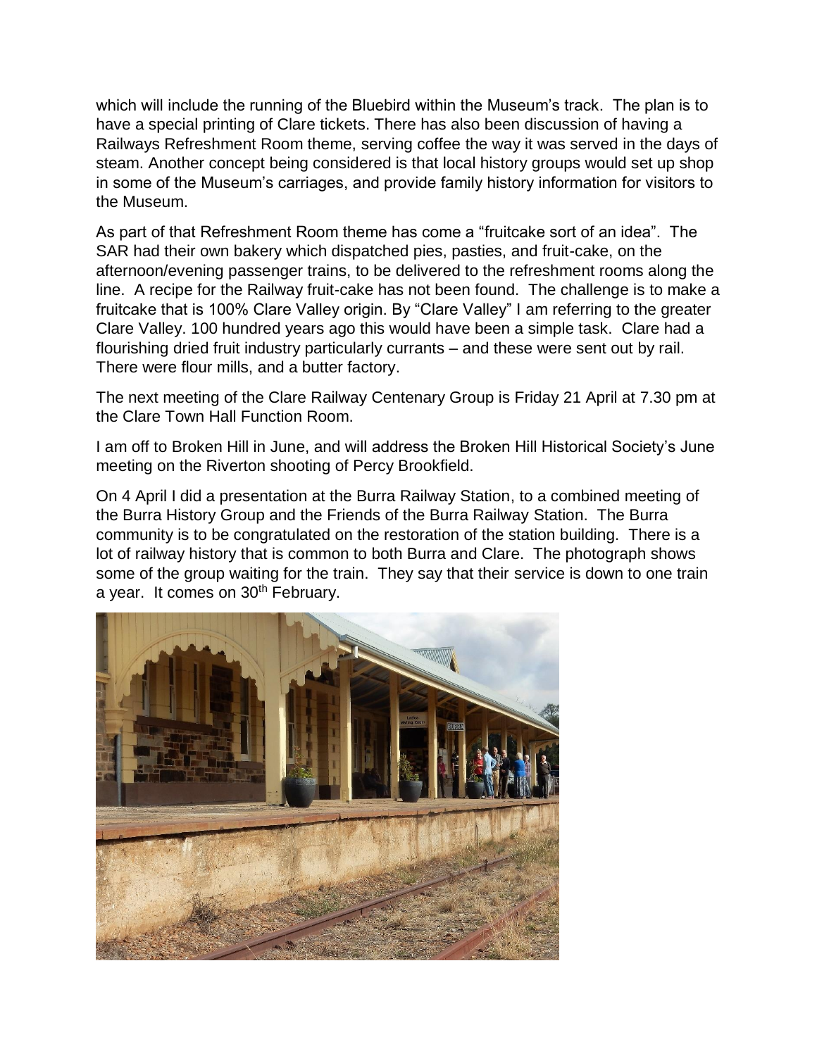which will include the running of the Bluebird within the Museum's track. The plan is to have a special printing of Clare tickets. There has also been discussion of having a Railways Refreshment Room theme, serving coffee the way it was served in the days of steam. Another concept being considered is that local history groups would set up shop in some of the Museum's carriages, and provide family history information for visitors to the Museum.

As part of that Refreshment Room theme has come a "fruitcake sort of an idea". The SAR had their own bakery which dispatched pies, pasties, and fruit-cake, on the afternoon/evening passenger trains, to be delivered to the refreshment rooms along the line. A recipe for the Railway fruit-cake has not been found. The challenge is to make a fruitcake that is 100% Clare Valley origin. By "Clare Valley" I am referring to the greater Clare Valley. 100 hundred years ago this would have been a simple task. Clare had a flourishing dried fruit industry particularly currants – and these were sent out by rail. There were flour mills, and a butter factory.

The next meeting of the Clare Railway Centenary Group is Friday 21 April at 7.30 pm at the Clare Town Hall Function Room.

I am off to Broken Hill in June, and will address the Broken Hill Historical Society's June meeting on the Riverton shooting of Percy Brookfield.

On 4 April I did a presentation at the Burra Railway Station, to a combined meeting of the Burra History Group and the Friends of the Burra Railway Station. The Burra community is to be congratulated on the restoration of the station building. There is a lot of railway history that is common to both Burra and Clare. The photograph shows some of the group waiting for the train. They say that their service is down to one train a year. It comes on 30th February.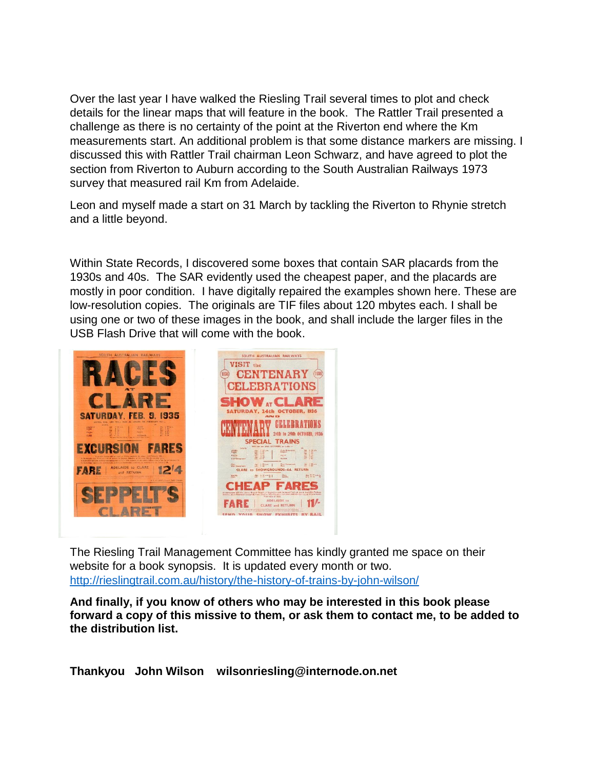Over the last year I have walked the Riesling Trail several times to plot and check details for the linear maps that will feature in the book. The Rattler Trail presented a challenge as there is no certainty of the point at the Riverton end where the Km measurements start. An additional problem is that some distance markers are missing. I discussed this with Rattler Trail chairman Leon Schwarz, and have agreed to plot the section from Riverton to Auburn according to the South Australian Railways 1973 survey that measured rail Km from Adelaide.

Leon and myself made a start on 31 March by tackling the Riverton to Rhynie stretch and a little beyond.

Within State Records, I discovered some boxes that contain SAR placards from the 1930s and 40s. The SAR evidently used the cheapest paper, and the placards are mostly in poor condition. I have digitally repaired the examples shown here. These are low-resolution copies. The originals are TIF files about 120 mbytes each. I shall be using one or two of these images in the book, and shall include the larger files in the USB Flash Drive that will come with the book.

The Riesling Trail Management Committee has kindly granted me space on their website for a book synopsis. It is updated every month or two.
http://rieslingtrail.com.au/history/the-history-of-trains-by-john-wilson/

**And finally, if you know of others who may be interested in this book please forward a copy of this missive to them, or ask them to contact me, to be added to the distribution list.**

**Thankyou John Wilson wilsonriesling@internode.on.net**